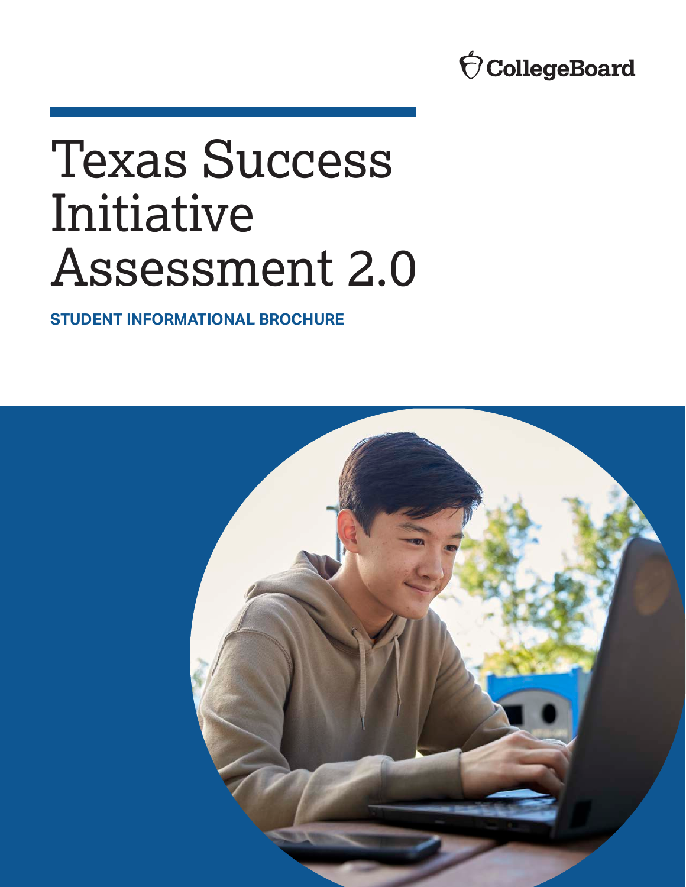CollegeBoard

# Texas Success Initiative Assessment 2.0

**STUDENT INFORMATIONAL BROCHURE**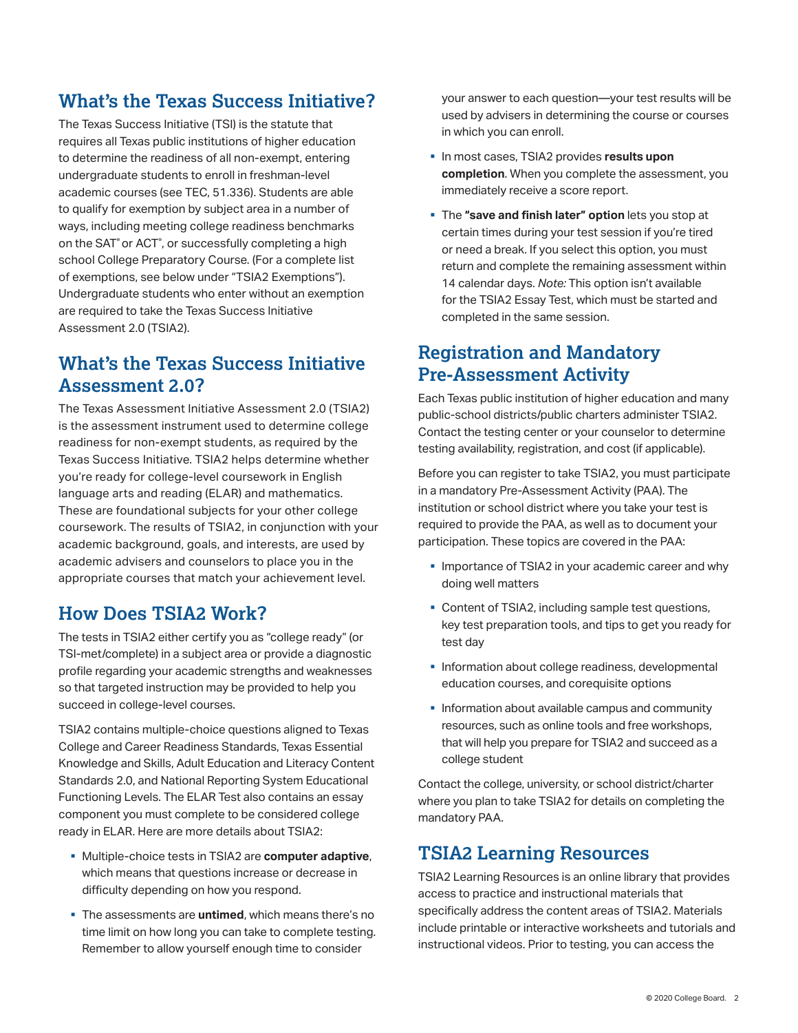## What's the Texas Success Initiative?

The Texas Success Initiative (TSI) is the statute that requires all Texas public institutions of higher education to determine the readiness of all non-exempt, entering undergraduate students to enroll in freshman-level academic courses (see TEC, 51.336). Students are able to qualify for exemption by subject area in a number of ways, including meeting college readiness benchmarks on the SAT® or ACT®, or successfully completing a high school College Preparatory Course. (For a complete list of exemptions, see below under "TSIA2 Exemptions"). Undergraduate students who enter without an exemption are required to take the Texas Success Initiative Assessment 2.0 (TSIA2).

## What's the Texas Success Initiative Assessment 2.0?

The Texas Assessment Initiative Assessment 2.0 (TSIA2) is the assessment instrument used to determine college readiness for non-exempt students, as required by the Texas Success Initiative. TSIA2 helps determine whether you're ready for college-level coursework in English language arts and reading (ELAR) and mathematics. These are foundational subjects for your other college coursework. The results of TSIA2, in conjunction with your academic background, goals, and interests, are used by academic advisers and counselors to place you in the appropriate courses that match your achievement level.

## How Does TSIA2 Work?

The tests in TSIA2 either certify you as "college ready" (or TSI-met/complete) in a subject area or provide a diagnostic profile regarding your academic strengths and weaknesses so that targeted instruction may be provided to help you succeed in college-level courses.

TSIA2 contains multiple-choice questions aligned to Texas College and Career Readiness Standards, Texas Essential Knowledge and Skills, Adult Education and Literacy Content Standards 2.0, and National Reporting System Educational Functioning Levels. The ELAR Test also contains an essay component you must complete to be considered college ready in ELAR. Here are more details about TSIA2:

- Multiple-choice tests in TSIA2 are **computer adaptive**, which means that questions increase or decrease in difficulty depending on how you respond.
- The assessments are **untimed**, which means there's no time limit on how long you can take to complete testing. Remember to allow yourself enough time to consider your answer to each question—your test results will be used by advisers in determining the course or courses in which you can enroll.
- In most cases, TSIA2 provides **results upon completion**. When you complete the assessment, you immediately receive a score report.
- The **"save and finish later" option** lets you stop at certain times during your test session if you're tired or need a break. If you select this option, you must return and complete the remaining assessment within 14 calendar days. *Note:* This option isn't available for the TSIA2 Essay Test, which must be started and completed in the same session.

## Registration and Mandatory Pre-Assessment Activity

Each Texas public institution of higher education and many public-school districts/public charters administer TSIA2. Contact the testing center or your counselor to determine testing availability, registration, and cost (if applicable).

Before you can register to take TSIA2, you must participate in a mandatory Pre-Assessment Activity (PAA). The institution or school district where you take your test is required to provide the PAA, as well as to document your participation. These topics are covered in the PAA:

- Importance of TSIA2 in your academic career and why doing well matters
- Content of TSIA2, including sample test questions, key test preparation tools, and tips to get you ready for test day
- Information about college readiness, developmental education courses, and corequisite options
- Information about available campus and community resources, such as online tools and free workshops, that will help you prepare for TSIA2 and succeed as a college student

Contact the college, university, or school district/charter where you plan to take TSIA2 for details on completing the mandatory PAA.

## TSIA2 Learning Resources

TSIA2 Learning Resources is an online library that provides access to practice and instructional materials that specifically address the content areas of TSIA2. Materials include printable or interactive worksheets and tutorials and instructional videos. Prior to testing, you can access the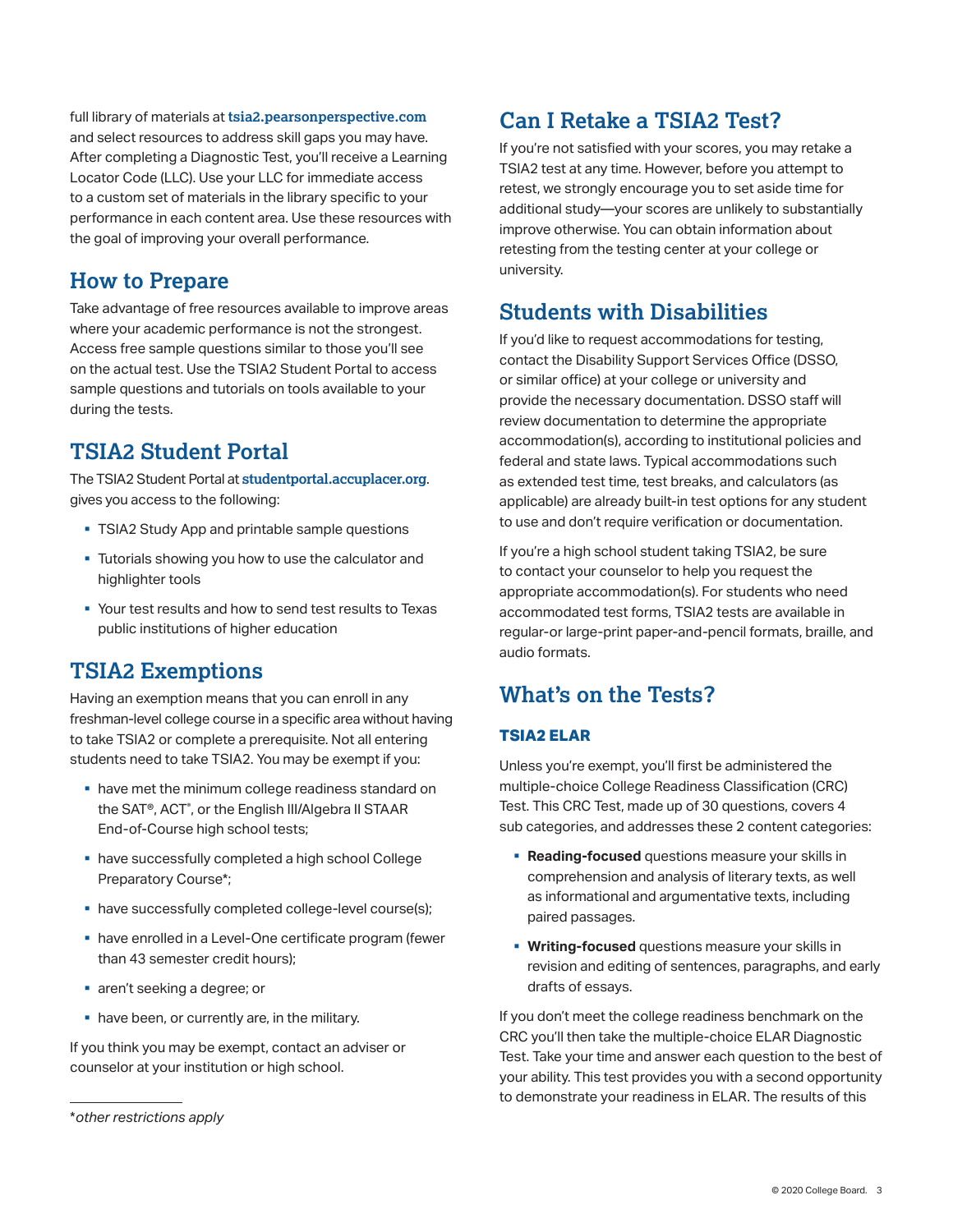full library of materials at **tsia2.pearsonperspective.com** and select resources to address skill gaps you may have. After completing a Diagnostic Test, you'll receive a Learning Locator Code (LLC). Use your LLC for immediate access to a custom set of materials in the library specific to your performance in each content area. Use these resources with the goal of improving your overall performance.

## How to Prepare

Take advantage of free resources available to improve areas where your academic performance is not the strongest. Access free sample questions similar to those you'll see on the actual test. Use the TSIA2 Student Portal to access sample questions and tutorials on tools available to your during the tests.

## TSIA2 Student Portal

The TSIA2 Student Portal at **studentportal.accuplacer.org**. gives you access to the following:

- TSIA2 Study App and printable sample questions
- Tutorials showing you how to use the calculator and highlighter tools
- Your test results and how to send test results to Texas public institutions of higher education

## TSIA2 Exemptions

Having an exemption means that you can enroll in any freshman-level college course in a specific area without having to take TSIA2 or complete a prerequisite. Not all entering students need to take TSIA2. You may be exempt if you:

- have met the minimum college readiness standard on the SAT®, ACT®, or the English III/Algebra II STAAR End-of-Course high school tests;
- have successfully completed a high school College Preparatory Course*;
- have successfully completed college-level course(s);
- have enrolled in a Level-One certificate program (fewer than 43 semester credit hours);
- aren't seeking a degree; or
- have been, or currently are, in the military.

If you think you may be exempt, contact an adviser or counselor at your institution or high school.

*other restrictions apply*

## Can I Retake a TSIA2 Test?

If you're not satisfied with your scores, you may retake a TSIA2 test at any time. However, before you attempt to retest, we strongly encourage you to set aside time for additional study—your scores are unlikely to substantially improve otherwise. You can obtain information about retesting from the testing center at your college or university.

## Students with Disabilities

If you'd like to request accommodations for testing, contact the Disability Support Services Office (DSSO, or similar office) at your college or university and provide the necessary documentation. DSSO staff will review documentation to determine the appropriate accommodation(s), according to institutional policies and federal and state laws. Typical accommodations such as extended test time, test breaks, and calculators (as applicable) are already built-in test options for any student to use and don't require verification or documentation.

If you're a high school student taking TSIA2, be sure to contact your counselor to help you request the appropriate accommodation(s). For students who need accommodated test forms, TSIA2 tests are available in regular-or large-print paper-and-pencil formats, braille, and audio formats.

## What's on the Tests?

### TSIA2 ELAR

Unless you're exempt, you'll first be administered the multiple-choice College Readiness Classification (CRC) Test. This CRC Test, made up of 30 questions, covers 4 sub categories, and addresses these 2 content categories:

- **Reading-focused** questions measure your skills in comprehension and analysis of literary texts, as well as informational and argumentative texts, including paired passages.
- **Writing-focused** questions measure your skills in revision and editing of sentences, paragraphs, and early drafts of essays.

If you don't meet the college readiness benchmark on the CRC you'll then take the multiple-choice ELAR Diagnostic Test. Take your time and answer each question to the best of your ability. This test provides you with a second opportunity to demonstrate your readiness in ELAR. The results of this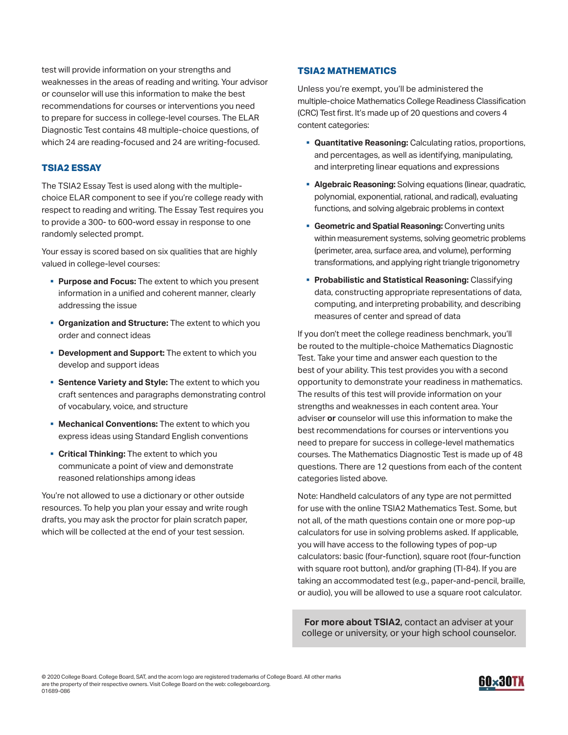test will provide information on your strengths and weaknesses in the areas of reading and writing. Your advisor or counselor will use this information to make the best recommendations for courses or interventions you need to prepare for success in college-level courses. The ELAR Diagnostic Test contains 48 multiple-choice questions, of which 24 are reading-focused and 24 are writing-focused.

## TSIA2 ESSAY

The TSIA2 Essay Test is used along with the multiple-choice ELAR component to see if you're college ready with respect to reading and writing. The Essay Test requires you to provide a 300- to 600-word essay in response to one randomly selected prompt.

Your essay is scored based on six qualities that are highly valued in college-level courses:

- **Purpose and Focus:** The extent to which you present information in a unified and coherent manner, clearly addressing the issue
- **Organization and Structure:** The extent to which you order and connect ideas
- **Development and Support:** The extent to which you develop and support ideas
- **Sentence Variety and Style:** The extent to which you craft sentences and paragraphs demonstrating control of vocabulary, voice, and structure
- **Mechanical Conventions:** The extent to which you express ideas using Standard English conventions
- **Critical Thinking:** The extent to which you communicate a point of view and demonstrate reasoned relationships among ideas

You're not allowed to use a dictionary or other outside resources. To help you plan your essay and write rough drafts, you may ask the proctor for plain scratch paper, which will be collected at the end of your test session.

## TSIA2 MATHEMATICS

Unless you're exempt, you'll be administered the multiple-choice Mathematics College Readiness Classification (CRC) Test first. It's made up of 20 questions and covers 4 content categories:

- **Quantitative Reasoning:** Calculating ratios, proportions, and percentages, as well as identifying, manipulating, and interpreting linear equations and expressions
- **Algebraic Reasoning:** Solving equations (linear, quadratic, polynomial, exponential, rational, and radical), evaluating functions, and solving algebraic problems in context
- **Geometric and Spatial Reasoning:** Converting units within measurement systems, solving geometric problems (perimeter, area, surface area, and volume), performing transformations, and applying right triangle trigonometry
- **Probabilistic and Statistical Reasoning:** Classifying data, constructing appropriate representations of data, computing, and interpreting probability, and describing measures of center and spread of data

If you don't meet the college readiness benchmark, you'll be routed to the multiple-choice Mathematics Diagnostic Test. Take your time and answer each question to the best of your ability. This test provides you with a second opportunity to demonstrate your readiness in mathematics. The results of this test will provide information on your strengths and weaknesses in each content area. Your adviser **or** counselor will use this information to make the best recommendations for courses or interventions you need to prepare for success in college-level mathematics courses. The Mathematics Diagnostic Test is made up of 48 questions. There are 12 questions from each of the content categories listed above.

Note: Handheld calculators of any type are not permitted for use with the online TSIA2 Mathematics Test. Some, but not all, of the math questions contain one or more pop-up calculators for use in solving problems asked. If applicable, you will have access to the following types of pop-up calculators: basic (four-function), square root (four-function with square root button), and/or graphing (TI-84). If you are taking an accommodated test (e.g., paper-and-pencil, braille, or audio), you will be allowed to use a square root calculator.

**For more about TSIA2,** contact an adviser at your college or university, or your high school counselor.

© 2020 College Board. College Board, SAT, and the acorn logo are registered trademarks of College Board. All other marks are the property of their respective owners. Visit College Board on the web: collegeboard.org.
01689-086